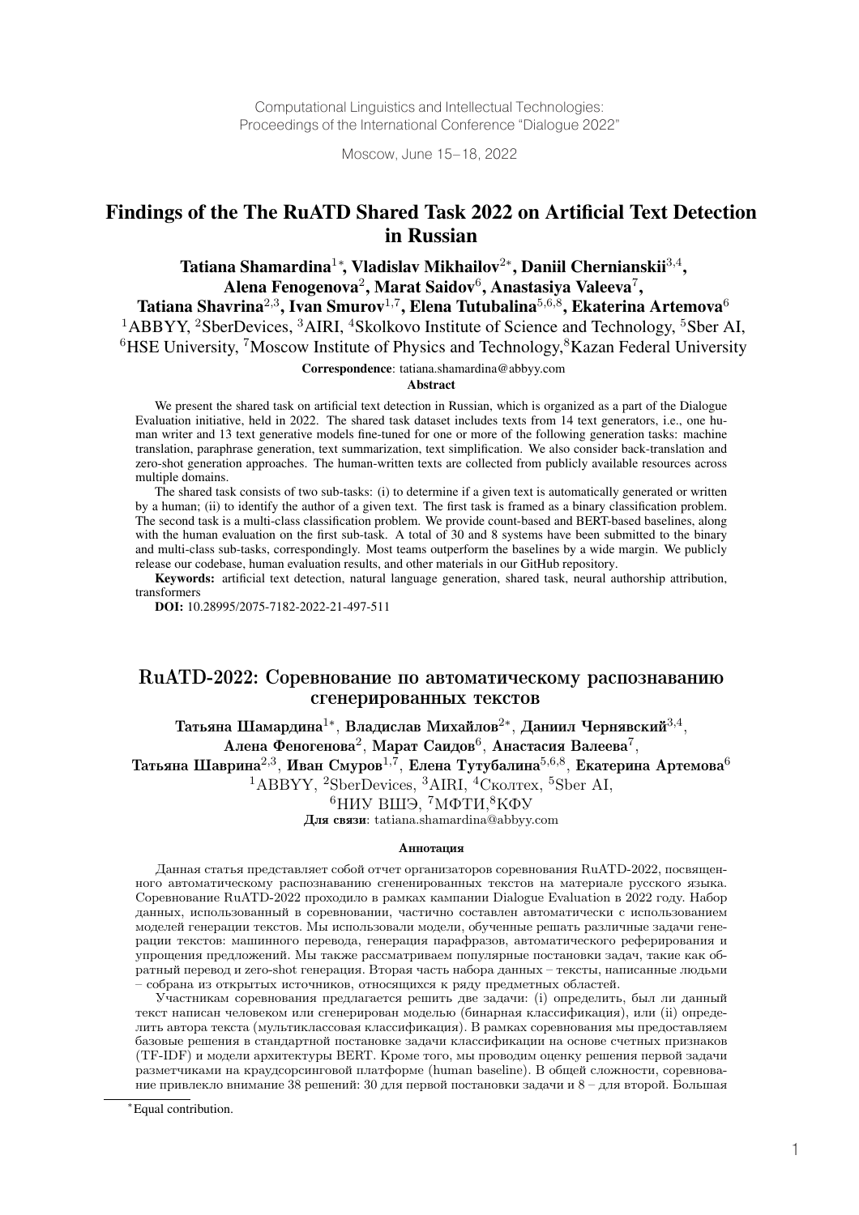Computational Linguistics and Intellectual Technologies:
Proceedings of the International Conference "Dialogue 2022"

Moscow, June 15–18, 2022

# Findings of the The RuATD Shared Task 2022 on Artificial Text Detection in Russian

**Tatiana Shamardina[1*], Vladislav Mikhailov[2*], Daniil Chernianskii[3,4], Alena Fenogenova[2], Marat Saidov[6], Anastasiya Valeeva[7], Tatiana Shavrina[2,3], Ivan Smurov[1,7], Elena Tutubalina[5,6,8], Ekaterina Artemova[6]**

[1]ABBYY, [2]SberDevices, [3]AIRI, [4]Skolkovo Institute of Science and Technology, [5]Sber AI, [6]HSE University, [7]Moscow Institute of Physics and Technology,[8]Kazan Federal University

**Correspondence**: tatiana.shamardina@abbyy.com

**Abstract**

We present the shared task on artificial text detection in Russian, which is organized as a part of the Dialogue Evaluation initiative, held in 2022. The shared task dataset includes texts from 14 text generators, i.e., one human writer and 13 text generative models fine-tuned for one or more of the following generation tasks: machine translation, paraphrase generation, text summarization, text simplification. We also consider back-translation and zero-shot generation approaches. The human-written texts are collected from publicly available resources across multiple domains.

The shared task consists of two sub-tasks: (i) to determine if a given text is automatically generated or written by a human; (ii) to identify the author of a given text. The first task is framed as a binary classification problem. The second task is a multi-class classification problem. We provide count-based and BERT-based baselines, along with the human evaluation on the first sub-task. A total of 30 and 8 systems have been submitted to the binary and multi-class sub-tasks, correspondingly. Most teams outperform the baselines by a wide margin. We publicly release our codebase, human evaluation results, and other materials in our GitHub repository.

**Keywords:** artificial text detection, natural language generation, shared task, neural authorship attribution, transformers

**DOI:** 10.28995/2075-7182-2022-21-497-511

# RuATD-2022: Соревнование по автоматическому распознаванию сгенерированных текстов

**Татьяна Шамардина[1*], Владислав Михайлов[2*], Даниил Чернявский[3,4], Алена Феногенова[2], Марат Саидов[6], Анастасия Валеева[7], Татьяна Шаврина[2,3], Иван Смуров[1,7], Елена Тутубалина[5,6,8], Екатерина Артемова[6]**

[1]ABBYY, [2]SberDevices, [3]AIRI, [4]Сколтех, [5]Sber AI, [6]НИУ ВШЭ, [7]МФТИ,[8]КФУ

**Для связи**: tatiana.shamardina@abbyy.com

**Аннотация**

Данная статья представляет собой отчет организаторов соревнования RuATD-2022, посвященного автоматическому распознаванию сгенерированных текстов на материале русского языка. Соревнование RuATD-2022 проходило в рамках кампании Dialogue Evaluation в 2022 году. Набор данных, использованный в соревновании, частично составлен автоматически с использованием моделей генерации текстов. Мы использовали модели, обученные решать различные задачи генерации текстов: машинного перевода, генерация парафразов, автоматического реферирования и упрощения предложений. Мы также рассматриваем популярные постановки задач, такие как обратный перевод и zero-shot генерация. Вторая часть набора данных – тексты, написанные людьми – собрана из открытых источников, относящихся к ряду предметных областей.

Участникам соревнования предлагается решить две задачи: (i) определить, был ли данный текст написан человеком или сгенерирован моделью (бинарная классификация), или (ii) определить автора текста (мультиклассовая классификация). В рамках соревнования мы предоставляем базовые решения в стандартной постановке задачи классификации на основе счетных признаков (TF-IDF) и модели архитектуры BERT. Кроме того, мы проводим оценку решения первой задачи разметчиками на краудсорсинговой платформе (human baseline). В общей сложности, соревнование привлекло внимание 38 решений: 30 для первой постановки задачи и 8 – для второй. Большая

[*]Equal contribution.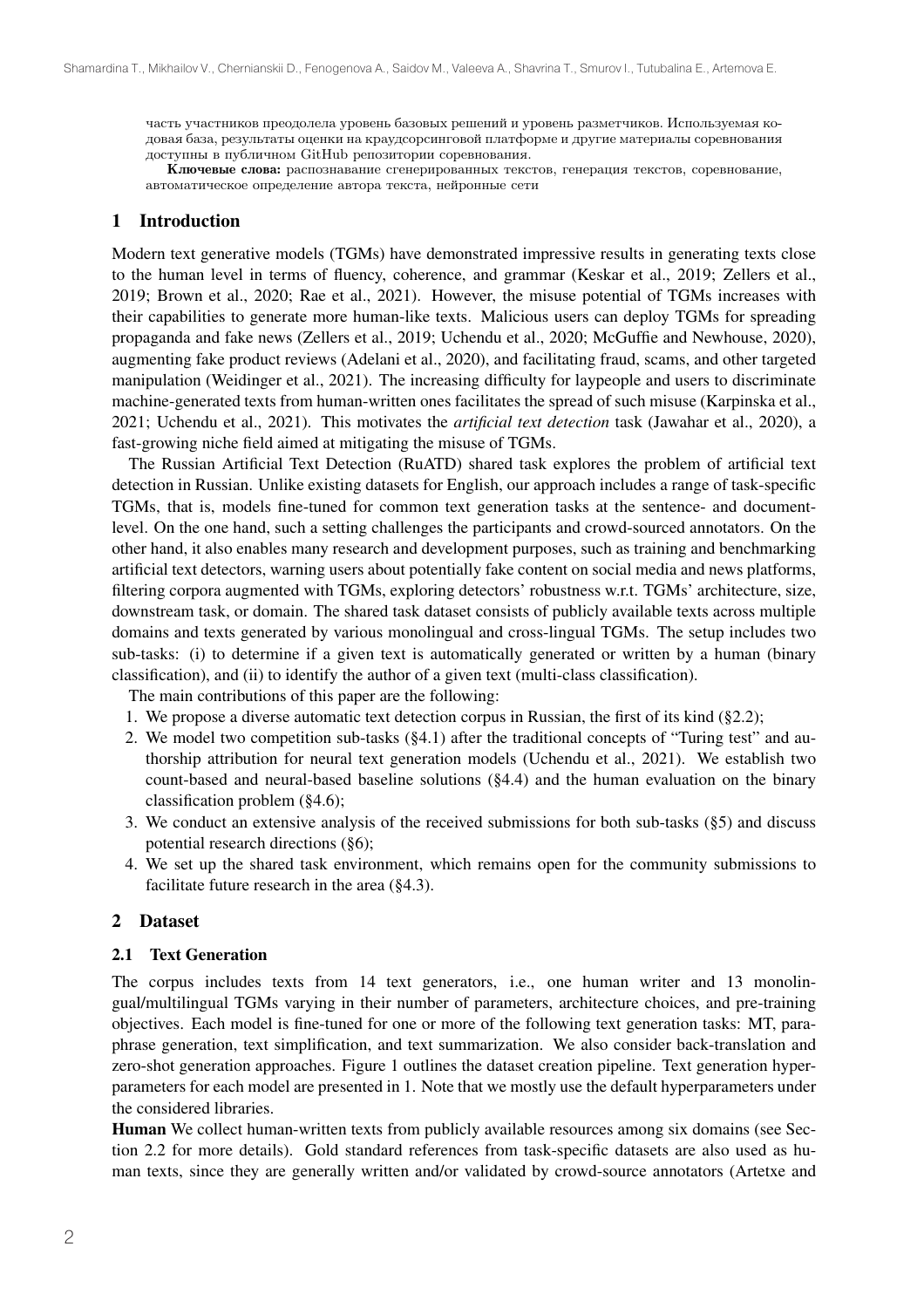часть участников преодолела уровень базовых решений и уровень разметчиков. Используемая кодовая база, результаты оценки на краудсорсинговой платформе и другие материалы соревнования доступны в публичном GitHub репозитории соревнования.

**Ключевые слова:** распознавание сгенерированных текстов, генерация текстов, соревнование, автоматическое определение автора текста, нейронные сети

## 1 Introduction

Modern text generative models (TGMs) have demonstrated impressive results in generating texts close to the human level in terms of fluency, coherence, and grammar (Keskar et al., 2019; Zellers et al., 2019; Brown et al., 2020; Rae et al., 2021). However, the misuse potential of TGMs increases with their capabilities to generate more human-like texts. Malicious users can deploy TGMs for spreading propaganda and fake news (Zellers et al., 2019; Uchendu et al., 2020; McGuffie and Newhouse, 2020), augmenting fake product reviews (Adelani et al., 2020), and facilitating fraud, scams, and other targeted manipulation (Weidinger et al., 2021). The increasing difficulty for laypeople and users to discriminate machine-generated texts from human-written ones facilitates the spread of such misuse (Karpinska et al., 2021; Uchendu et al., 2021). This motivates the *artificial text detection* task (Jawahar et al., 2020), a fast-growing niche field aimed at mitigating the misuse of TGMs.

The Russian Artificial Text Detection (RuATD) shared task explores the problem of artificial text detection in Russian. Unlike existing datasets for English, our approach includes a range of task-specific TGMs, that is, models fine-tuned for common text generation tasks at the sentence- and document-level. On the one hand, such a setting challenges the participants and crowd-sourced annotators. On the other hand, it also enables many research and development purposes, such as training and benchmarking artificial text detectors, warning users about potentially fake content on social media and news platforms, filtering corpora augmented with TGMs, exploring detectors' robustness w.r.t. TGMs' architecture, size, downstream task, or domain. The shared task dataset consists of publicly available texts across multiple domains and texts generated by various monolingual and cross-lingual TGMs. The setup includes two sub-tasks: (i) to determine if a given text is automatically generated or written by a human (binary classification), and (ii) to identify the author of a given text (multi-class classification).

The main contributions of this paper are the following:

1. We propose a diverse automatic text detection corpus in Russian, the first of its kind (§2.2);
2. We model two competition sub-tasks (§4.1) after the traditional concepts of "Turing test" and authorship attribution for neural text generation models (Uchendu et al., 2021). We establish two count-based and neural-based baseline solutions (§4.4) and the human evaluation on the binary classification problem (§4.6);
3. We conduct an extensive analysis of the received submissions for both sub-tasks (§5) and discuss potential research directions (§6);
4. We set up the shared task environment, which remains open for the community submissions to facilitate future research in the area (§4.3).

## 2 Dataset

### 2.1 Text Generation

The corpus includes texts from 14 text generators, i.e., one human writer and 13 monolingual/multilingual TGMs varying in their number of parameters, architecture choices, and pre-training objectives. Each model is fine-tuned for one or more of the following text generation tasks: MT, paraphrase generation, text simplification, and text summarization. We also consider back-translation and zero-shot generation approaches. Figure 1 outlines the dataset creation pipeline. Text generation hyperparameters for each model are presented in 1. Note that we mostly use the default hyperparameters under the considered libraries.

**Human** We collect human-written texts from publicly available resources among six domains (see Section 2.2 for more details). Gold standard references from task-specific datasets are also used as human texts, since they are generally written and/or validated by crowd-source annotators (Artetxe and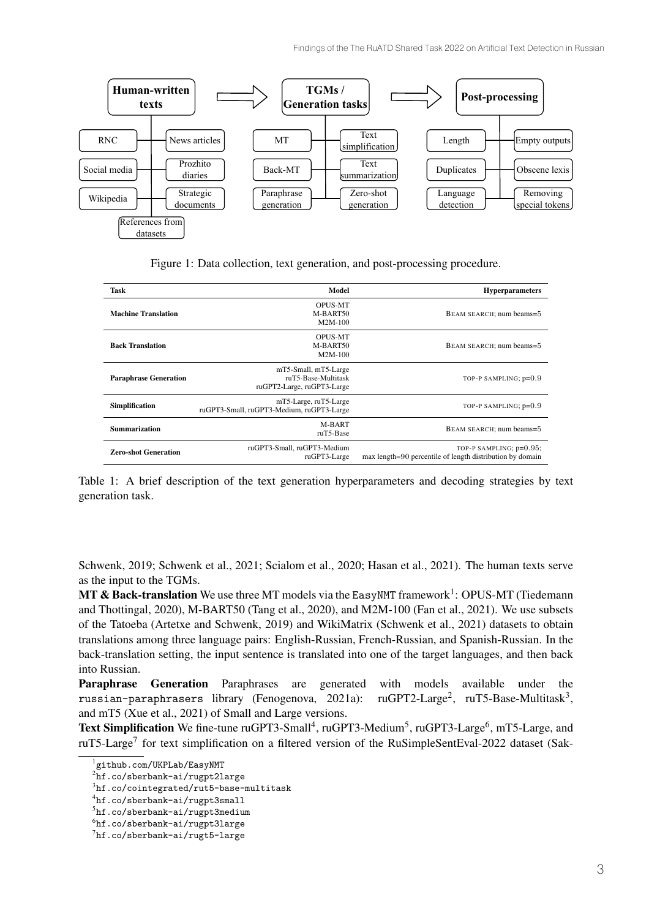Human-written texts → TGMs / Generation tasks → Post-processing

- Human-written texts: RNC, News articles, Social media, Prozhito diaries, Wikipedia, Strategic documents, References from datasets
- TGMs / Generation tasks: MT, Text simplification, Back-MT, Text summarization, Paraphrase generation, Zero-shot generation
- Post-processing: Length, Empty outputs, Duplicates, Obscene lexis, Language detection, Removing special tokens

Figure 1: Data collection, text generation, and post-processing procedure.

| Task | Model | Hyperparameters |
|---|---|---|
| **Machine Translation** | OPUS-MT<br>M-BART50<br>M2M-100 | BEAM SEARCH; num beams=5 |
| **Back Translation** | OPUS-MT<br>M-BART50<br>M2M-100 | BEAM SEARCH; num beams=5 |
| **Paraphrase Generation** | mT5-Small, mT5-Large<br>ruT5-Base-Multitask<br>ruGPT2-Large, ruGPT3-Large | TOP-P SAMPLING; p=0.9 |
| **Simplification** | mT5-Large, ruT5-Large<br>ruGPT3-Small, ruGPT3-Medium, ruGPT3-Large | TOP-P SAMPLING; p=0.9 |
| **Summarization** | M-BART<br>ruT5-Base | BEAM SEARCH; num beams=5 |
| **Zero-shot Generation** | ruGPT3-Small, ruGPT3-Medium<br>ruGPT3-Large | TOP-P SAMPLING; p=0.95;<br>max length=90 percentile of length distribution by domain |

Table 1: A brief description of the text generation hyperparameters and decoding strategies by text generation task.

Schwenk, 2019; Schwenk et al., 2021; Scialom et al., 2020; Hasan et al., 2021). The human texts serve as the input to the TGMs.

**MT & Back-translation** We use three MT models via the EasyNMT framework[1]: OPUS-MT (Tiedemann and Thottingal, 2020), M-BART50 (Tang et al., 2020), and M2M-100 (Fan et al., 2021). We use subsets of the Tatoeba (Artetxe and Schwenk, 2019) and WikiMatrix (Schwenk et al., 2021) datasets to obtain translations among three language pairs: English-Russian, French-Russian, and Spanish-Russian. In the back-translation setting, the input sentence is translated into one of the target languages, and then back into Russian.

**Paraphrase Generation** Paraphrases are generated with models available under the russian-paraphrasers library (Fenogenova, 2021a): ruGPT2-Large[2], ruT5-Base-Multitask[3], and mT5 (Xue et al., 2021) of Small and Large versions.

**Text Simplification** We fine-tune ruGPT3-Small[4], ruGPT3-Medium[5], ruGPT3-Large[6], mT5-Large, and ruT5-Large[7] for text simplification on a filtered version of the RuSimpleSentEval-2022 dataset (Sak-

[1] github.com/UKPLab/EasyNMT
[2] hf.co/sberbank-ai/rugpt2large
[3] hf.co/cointegrated/rut5-base-multitask
[4] hf.co/sberbank-ai/rugpt3small
[5] hf.co/sberbank-ai/rugpt3medium
[6] hf.co/sberbank-ai/rugpt3large
[7] hf.co/sberbank-ai/rugt5-large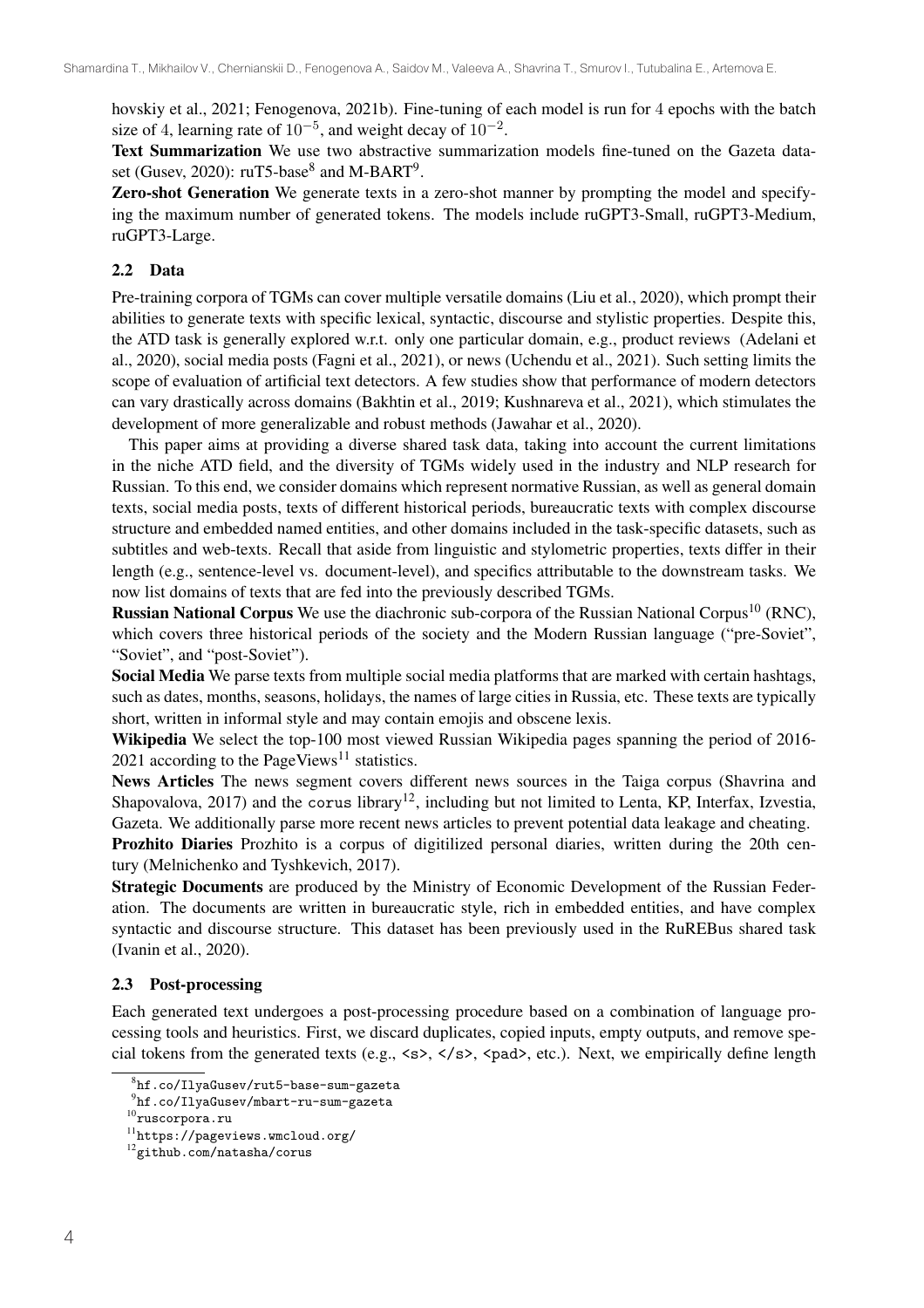hovskiy et al., 2021; Fenogenova, 2021b). Fine-tuning of each model is run for 4 epochs with the batch size of 4, learning rate of $10^{-5}$, and weight decay of $10^{-2}$.

**Text Summarization** We use two abstractive summarization models fine-tuned on the Gazeta dataset (Gusev, 2020): ruT5-base[8] and M-BART[9].

**Zero-shot Generation** We generate texts in a zero-shot manner by prompting the model and specifying the maximum number of generated tokens. The models include ruGPT3-Small, ruGPT3-Medium, ruGPT3-Large.

### 2.2 Data

Pre-training corpora of TGMs can cover multiple versatile domains (Liu et al., 2020), which prompt their abilities to generate texts with specific lexical, syntactic, discourse and stylistic properties. Despite this, the ATD task is generally explored w.r.t. only one particular domain, e.g., product reviews (Adelani et al., 2020), social media posts (Fagni et al., 2021), or news (Uchendu et al., 2021). Such setting limits the scope of evaluation of artificial text detectors. A few studies show that performance of modern detectors can vary drastically across domains (Bakhtin et al., 2019; Kushnareva et al., 2021), which stimulates the development of more generalizable and robust methods (Jawahar et al., 2020).

This paper aims at providing a diverse shared task data, taking into account the current limitations in the niche ATD field, and the diversity of TGMs widely used in the industry and NLP research for Russian. To this end, we consider domains which represent normative Russian, as well as general domain texts, social media posts, texts of different historical periods, bureaucratic texts with complex discourse structure and embedded named entities, and other domains included in the task-specific datasets, such as subtitles and web-texts. Recall that aside from linguistic and stylometric properties, texts differ in their length (e.g., sentence-level vs. document-level), and specifics attributable to the downstream tasks. We now list domains of texts that are fed into the previously described TGMs.

**Russian National Corpus** We use the diachronic sub-corpora of the Russian National Corpus[10] (RNC), which covers three historical periods of the society and the Modern Russian language ("pre-Soviet", "Soviet", and "post-Soviet").

**Social Media** We parse texts from multiple social media platforms that are marked with certain hashtags, such as dates, months, seasons, holidays, the names of large cities in Russia, etc. These texts are typically short, written in informal style and may contain emojis and obscene lexis.

**Wikipedia** We select the top-100 most viewed Russian Wikipedia pages spanning the period of 2016-2021 according to the PageViews[11] statistics.

**News Articles** The news segment covers different news sources in the Taiga corpus (Shavrina and Shapovalova, 2017) and the `corus` library[12], including but not limited to Lenta, KP, Interfax, Izvestia, Gazeta. We additionally parse more recent news articles to prevent potential data leakage and cheating.

**Prozhito Diaries** Prozhito is a corpus of digitilized personal diaries, written during the 20th century (Melnichenko and Tyshkevich, 2017).

**Strategic Documents** are produced by the Ministry of Economic Development of the Russian Federation. The documents are written in bureaucratic style, rich in embedded entities, and have complex syntactic and discourse structure. This dataset has been previously used in the RuREBus shared task (Ivanin et al., 2020).

### 2.3 Post-processing

Each generated text undergoes a post-processing procedure based on a combination of language processing tools and heuristics. First, we discard duplicates, copied inputs, empty outputs, and remove special tokens from the generated texts (e.g., `<s>`, `</s>`, `<pad>`, etc.). Next, we empirically define length

---

[8] `hf.co/IlyaGusev/rut5-base-sum-gazeta`

[9] `hf.co/IlyaGusev/mbart-ru-sum-gazeta`

[10] `ruscorpora.ru`

[11] `https://pageviews.wmcloud.org/`

[12] `github.com/natasha/corus`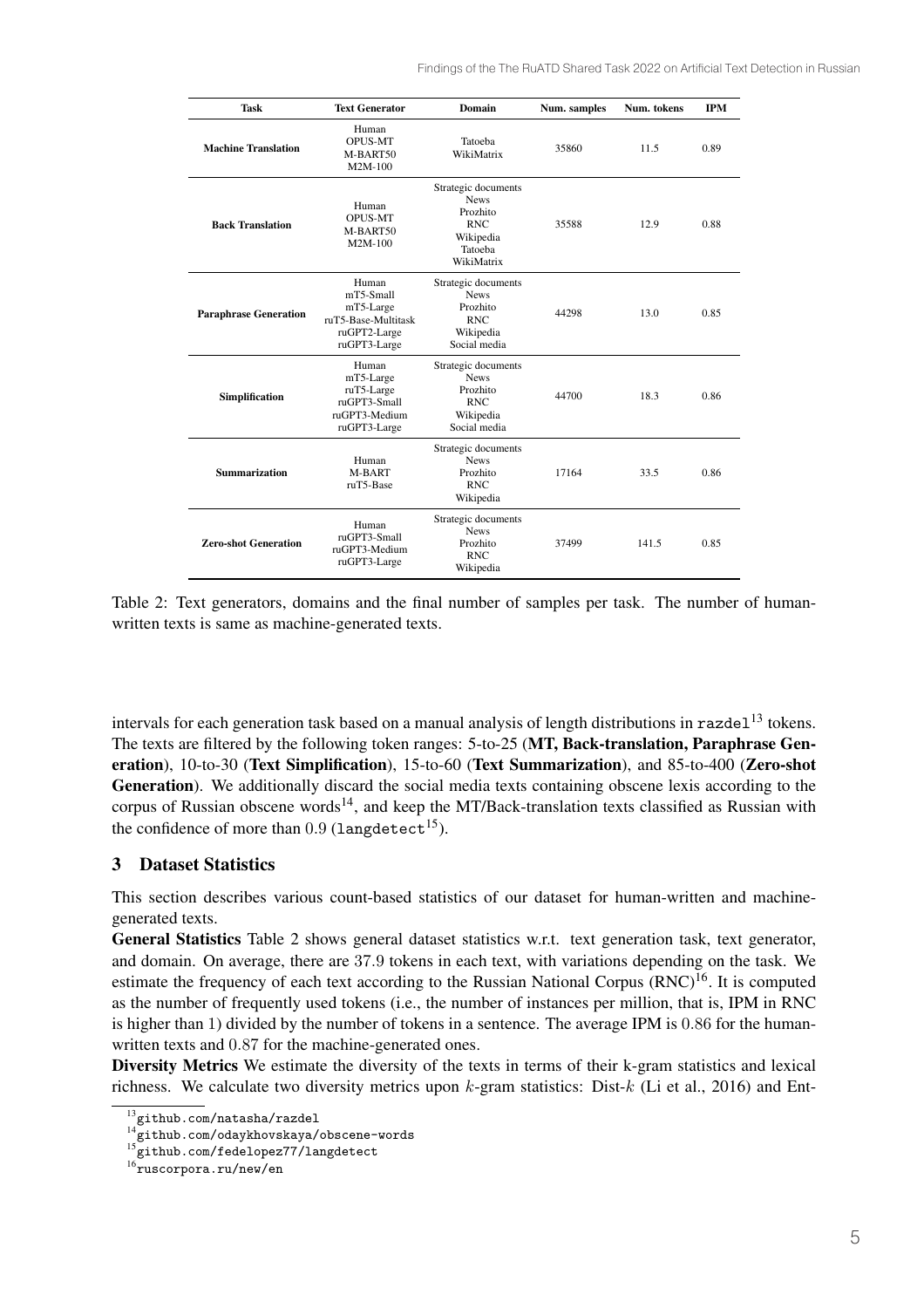| Task | Text Generator | Domain | Num. samples | Num. tokens | IPM |
|---|---|---|---|---|---|
| **Machine Translation** | Human<br>OPUS-MT<br>M-BART50<br>M2M-100 | Tatoeba<br>WikiMatrix | 35860 | 11.5 | 0.89 |
| **Back Translation** | Human<br>OPUS-MT<br>M-BART50<br>M2M-100 | Strategic documents<br>News<br>Prozhito<br>RNC<br>Wikipedia<br>Tatoeba<br>WikiMatrix | 35588 | 12.9 | 0.88 |
| **Paraphrase Generation** | Human<br>mT5-Small<br>mT5-Large<br>ruT5-Base-Multitask<br>ruGPT2-Large<br>ruGPT3-Large | Strategic documents<br>News<br>Prozhito<br>RNC<br>Wikipedia<br>Social media | 44298 | 13.0 | 0.85 |
| **Simplification** | Human<br>mT5-Large<br>ruT5-Large<br>ruGPT3-Small<br>ruGPT3-Medium<br>ruGPT3-Large | Strategic documents<br>News<br>Prozhito<br>RNC<br>Wikipedia<br>Social media | 44700 | 18.3 | 0.86 |
| **Summarization** | Human<br>M-BART<br>ruT5-Base | Strategic documents<br>News<br>Prozhito<br>RNC<br>Wikipedia | 17164 | 33.5 | 0.86 |
| **Zero-shot Generation** | Human<br>ruGPT3-Small<br>ruGPT3-Medium<br>ruGPT3-Large | Strategic documents<br>News<br>Prozhito<br>RNC<br>Wikipedia | 37499 | 141.5 | 0.85 |

Table 2: Text generators, domains and the final number of samples per task. The number of human-written texts is same as machine-generated texts.

intervals for each generation task based on a manual analysis of length distributions in `razdel`[13] tokens. The texts are filtered by the following token ranges: 5-to-25 (**MT, Back-translation, Paraphrase Generation**), 10-to-30 (**Text Simplification**), 15-to-60 (**Text Summarization**), and 85-to-400 (**Zero-shot Generation**). We additionally discard the social media texts containing obscene lexis according to the corpus of Russian obscene words[14], and keep the MT/Back-translation texts classified as Russian with the confidence of more than 0.9 (`langdetect`[15]).

## 3 Dataset Statistics

This section describes various count-based statistics of our dataset for human-written and machine-generated texts.

**General Statistics** Table 2 shows general dataset statistics w.r.t. text generation task, text generator, and domain. On average, there are 37.9 tokens in each text, with variations depending on the task. We estimate the frequency of each text according to the Russian National Corpus (RNC)[16]. It is computed as the number of frequently used tokens (i.e., the number of instances per million, that is, IPM in RNC is higher than 1) divided by the number of tokens in a sentence. The average IPM is 0.86 for the human-written texts and 0.87 for the machine-generated ones.

**Diversity Metrics** We estimate the diversity of the texts in terms of their k-gram statistics and lexical richness. We calculate two diversity metrics upon $k$-gram statistics: Dist-$k$ (Li et al., 2016) and Ent-

[13] `github.com/natasha/razdel`

[14] `github.com/odaykhovskaya/obscene-words`

[15] `github.com/fedelopez77/langdetect`

[16] `ruscorpora.ru/new/en`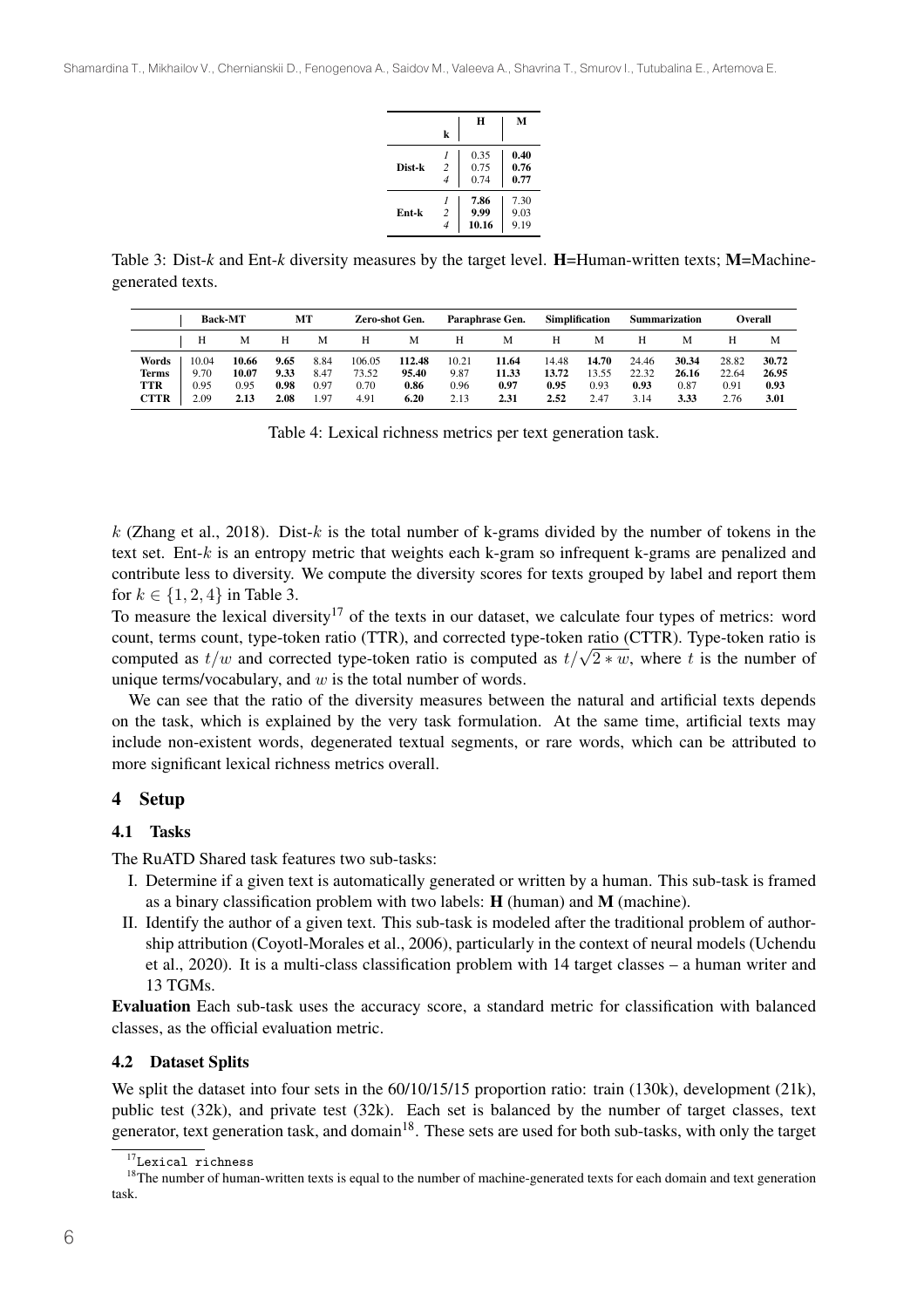|  | k | H | M |
|---|---|---|---|
| **Dist-k** | *1* | 0.35 | **0.40** |
|  | *2* | 0.75 | **0.76** |
|  | *4* | 0.74 | **0.77** |
| **Ent-k** | *1* | **7.86** | 7.30 |
|  | *2* | **9.99** | 9.03 |
|  | *4* | **10.16** | 9.19 |

Table 3: Dist-*k* and Ent-*k* diversity measures by the target level. **H**=Human-written texts; **M**=Machine-generated texts.

|  | **Back-MT** |  | **MT** |  | **Zero-shot Gen.** |  | **Paraphrase Gen.** |  | **Simplification** |  | **Summarization** |  | **Overall** |  |
|---|---|---|---|---|---|---|---|---|---|---|---|---|---|---|
|  | H | M | H | M | H | M | H | M | H | M | H | M | H | M |
| **Words** | 10.04 | **10.66** | **9.65** | 8.84 | 106.05 | **112.48** | 10.21 | **11.64** | 14.48 | **14.70** | 24.46 | **30.34** | 28.82 | **30.72** |
| **Terms** | 9.70 | **10.07** | **9.33** | 8.47 | 73.52 | **95.40** | 9.87 | **11.33** | **13.72** | 13.55 | 22.32 | **26.16** | 22.64 | **26.95** |
| **TTR** | 0.95 | 0.95 | **0.98** | 0.97 | 0.70 | **0.86** | 0.96 | **0.97** | **0.95** | 0.93 | **0.93** | 0.87 | 0.91 | **0.93** |
| **CTTR** | 2.09 | **2.13** | **2.08** | 1.97 | 4.91 | **6.20** | 2.13 | **2.31** | **2.52** | 2.47 | 3.14 | **3.33** | 2.76 | **3.01** |

Table 4: Lexical richness metrics per text generation task.

$k$ (Zhang et al., 2018). Dist-$k$ is the total number of k-grams divided by the number of tokens in the text set. Ent-$k$ is an entropy metric that weights each k-gram so infrequent k-grams are penalized and contribute less to diversity. We compute the diversity scores for texts grouped by label and report them for $k \in \{1, 2, 4\}$ in Table 3.

To measure the lexical diversity[17] of the texts in our dataset, we calculate four types of metrics: word count, terms count, type-token ratio (TTR), and corrected type-token ratio (CTTR). Type-token ratio is computed as $t/w$ and corrected type-token ratio is computed as $t/\sqrt{2 * w}$, where $t$ is the number of unique terms/vocabulary, and $w$ is the total number of words.

We can see that the ratio of the diversity measures between the natural and artificial texts depends on the task, which is explained by the very task formulation. At the same time, artificial texts may include non-existent words, degenerated textual segments, or rare words, which can be attributed to more significant lexical richness metrics overall.

## 4 Setup

### 4.1 Tasks

The RuATD Shared task features two sub-tasks:

I. Determine if a given text is automatically generated or written by a human. This sub-task is framed as a binary classification problem with two labels: **H** (human) and **M** (machine).

II. Identify the author of a given text. This sub-task is modeled after the traditional problem of authorship attribution (Coyotl-Morales et al., 2006), particularly in the context of neural models (Uchendu et al., 2020). It is a multi-class classification problem with 14 target classes – a human writer and 13 TGMs.

**Evaluation** Each sub-task uses the accuracy score, a standard metric for classification with balanced classes, as the official evaluation metric.

### 4.2 Dataset Splits

We split the dataset into four sets in the 60/10/15/15 proportion ratio: train (130k), development (21k), public test (32k), and private test (32k). Each set is balanced by the number of target classes, text generator, text generation task, and domain[18]. These sets are used for both sub-tasks, with only the target

[17] `Lexical richness`

[18] The number of human-written texts is equal to the number of machine-generated texts for each domain and text generation task.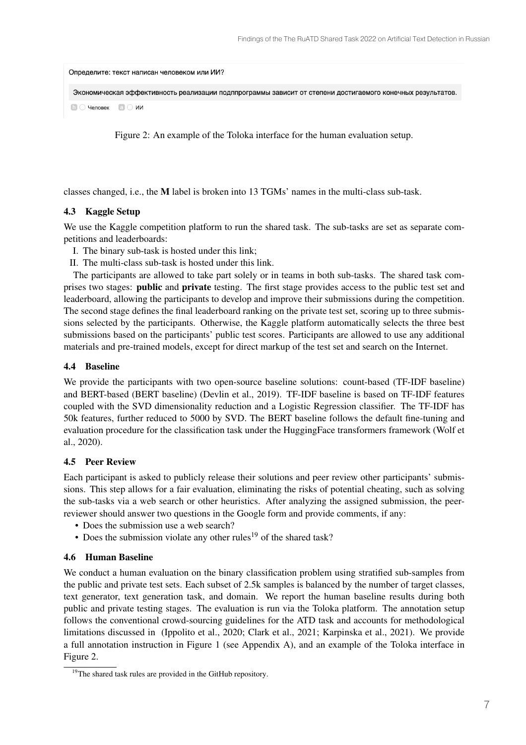Определите: текст написан человеком или ИИ?

Экономическая эффективность реализации подппрограммы зависит от степени достигаемого конечных результатов.

h ○ Человек   a ○ ИИ

Figure 2: An example of the Toloka interface for the human evaluation setup.

classes changed, i.e., the **M** label is broken into 13 TGMs' names in the multi-class sub-task.

### 4.3 Kaggle Setup

We use the Kaggle competition platform to run the shared task. The sub-tasks are set as separate competitions and leaderboards:

I. The binary sub-task is hosted under this link;

II. The multi-class sub-task is hosted under this link.

The participants are allowed to take part solely or in teams in both sub-tasks. The shared task comprises two stages: **public** and **private** testing. The first stage provides access to the public test set and leaderboard, allowing the participants to develop and improve their submissions during the competition. The second stage defines the final leaderboard ranking on the private test set, scoring up to three submissions selected by the participants. Otherwise, the Kaggle platform automatically selects the three best submissions based on the participants' public test scores. Participants are allowed to use any additional materials and pre-trained models, except for direct markup of the test set and search on the Internet.

### 4.4 Baseline

We provide the participants with two open-source baseline solutions: count-based (TF-IDF baseline) and BERT-based (BERT baseline) (Devlin et al., 2019). TF-IDF baseline is based on TF-IDF features coupled with the SVD dimensionality reduction and a Logistic Regression classifier. The TF-IDF has 50k features, further reduced to 5000 by SVD. The BERT baseline follows the default fine-tuning and evaluation procedure for the classification task under the HuggingFace transformers framework (Wolf et al., 2020).

### 4.5 Peer Review

Each participant is asked to publicly release their solutions and peer review other participants' submissions. This step allows for a fair evaluation, eliminating the risks of potential cheating, such as solving the sub-tasks via a web search or other heuristics. After analyzing the assigned submission, the peer-reviewer should answer two questions in the Google form and provide comments, if any:

- Does the submission use a web search?
- Does the submission violate any other rules[19] of the shared task?

### 4.6 Human Baseline

We conduct a human evaluation on the binary classification problem using stratified sub-samples from the public and private test sets. Each subset of 2.5k samples is balanced by the number of target classes, text generator, text generation task, and domain. We report the human baseline results during both public and private testing stages. The evaluation is run via the Toloka platform. The annotation setup follows the conventional crowd-sourcing guidelines for the ATD task and accounts for methodological limitations discussed in (Ippolito et al., 2020; Clark et al., 2021; Karpinska et al., 2021). We provide a full annotation instruction in Figure 1 (see Appendix A), and an example of the Toloka interface in Figure 2.

[19] The shared task rules are provided in the GitHub repository.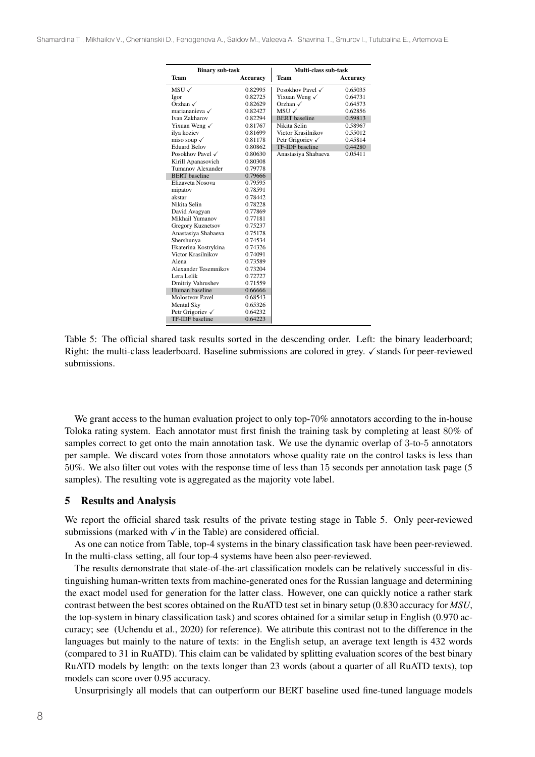| Binary sub-task | | Multi-class sub-task | |
|---|---|---|---|
| **Team** | **Accuracy** | **Team** | **Accuracy** |
| MSU ✓ | 0.82995 | Posokhov Pavel ✓ | 0.65035 |
| Igor | 0.82725 | Yixuan Weng ✓ | 0.64731 |
| Orzhan ✓ | 0.82629 | Orzhan ✓ | 0.64573 |
| mariananieva ✓ | 0.82427 | MSU ✓ | 0.62856 |
| Ivan Zakharov | 0.82294 | BERT baseline | 0.59813 |
| Yixuan Weng ✓ | 0.81767 | Nikita Selin | 0.58967 |
| ilya koziev | 0.81699 | Victor Krasilnikov | 0.55012 |
| miso soup ✓ | 0.81178 | Petr Grigoriev ✓ | 0.45814 |
| Eduard Belov | 0.80862 | TF-IDF baseline | 0.44280 |
| Posokhov Pavel ✓ | 0.80630 | Anastasiya Shabaeva | 0.05411 |
| Kirill Apanasovich | 0.80308 | | |
| Tumanov Alexander | 0.79778 | | |
| BERT baseline | 0.79666 | | |
| Elizaveta Nosova | 0.79595 | | |
| mipatov | 0.78591 | | |
| akstar | 0.78442 | | |
| Nikita Selin | 0.78228 | | |
| David Avagyan | 0.77869 | | |
| Mikhail Yumanov | 0.77181 | | |
| Gregory Kuznetsov | 0.75237 | | |
| Anastasiya Shabaeva | 0.75178 | | |
| Shershunya | 0.74534 | | |
| Ekaterina Kostrykina | 0.74326 | | |
| Victor Krasilnikov | 0.74091 | | |
| Alena | 0.73589 | | |
| Alexander Tesemnikov | 0.73204 | | |
| Lera Lelik | 0.72727 | | |
| Dmitriy Vahrushev | 0.71559 | | |
| Human baseline | 0.66666 | | |
| Molostvov Pavel | 0.68543 | | |
| Mental Sky | 0.65326 | | |
| Petr Grigoriev ✓ | 0.64232 | | |
| TF-IDF baseline | 0.64223 | | |

Table 5: The official shared task results sorted in the descending order. Left: the binary leaderboard; Right: the multi-class leaderboard. Baseline submissions are colored in grey. ✓ stands for peer-reviewed submissions.

We grant access to the human evaluation project to only top-70% annotators according to the in-house Toloka rating system. Each annotator must first finish the training task by completing at least 80% of samples correct to get onto the main annotation task. We use the dynamic overlap of 3-to-5 annotators per sample. We discard votes from those annotators whose quality rate on the control tasks is less than 50%. We also filter out votes with the response time of less than 15 seconds per annotation task page (5 samples). The resulting vote is aggregated as the majority vote label.

## 5 Results and Analysis

We report the official shared task results of the private testing stage in Table 5. Only peer-reviewed submissions (marked with ✓ in the Table) are considered official.

As one can notice from Table, top-4 systems in the binary classification task have been peer-reviewed. In the multi-class setting, all four top-4 systems have been also peer-reviewed.

The results demonstrate that state-of-the-art classification models can be relatively successful in distinguishing human-written texts from machine-generated ones for the Russian language and determining the exact model used for generation for the latter class. However, one can quickly notice a rather stark contrast between the best scores obtained on the RuATD test set in binary setup (0.830 accuracy for *MSU*, the top-system in binary classification task) and scores obtained for a similar setup in English (0.970 accuracy; see (Uchendu et al., 2020) for reference). We attribute this contrast not to the difference in the languages but mainly to the nature of texts: in the English setup, an average text length is 432 words (compared to 31 in RuATD). This claim can be validated by splitting evaluation scores of the best binary RuATD models by length: on the texts longer than 23 words (about a quarter of all RuATD texts), top models can score over 0.95 accuracy.

Unsurprisingly all models that can outperform our BERT baseline used fine-tuned language models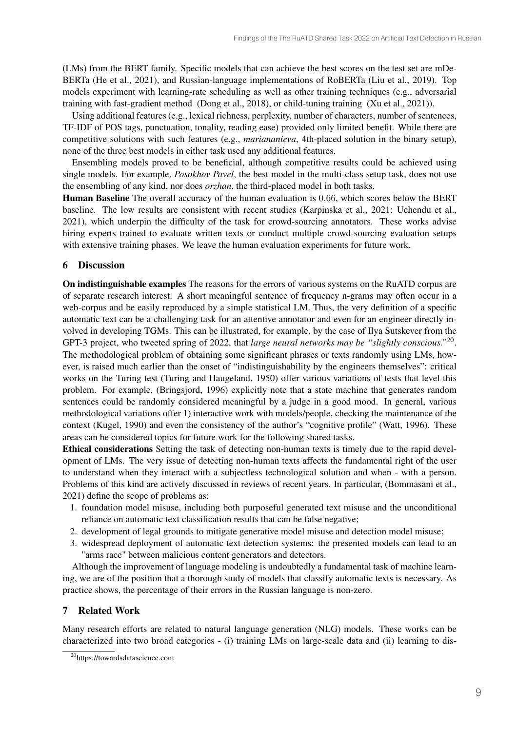(LMs) from the BERT family. Specific models that can achieve the best scores on the test set are mDeBERTa (He et al., 2021), and Russian-language implementations of RoBERTa (Liu et al., 2019). Top models experiment with learning-rate scheduling as well as other training techniques (e.g., adversarial training with fast-gradient method (Dong et al., 2018), or child-tuning training (Xu et al., 2021)).

Using additional features (e.g., lexical richness, perplexity, number of characters, number of sentences, TF-IDF of POS tags, punctuation, tonality, reading ease) provided only limited benefit. While there are competitive solutions with such features (e.g., *mariananieva*, 4th-placed solution in the binary setup), none of the three best models in either task used any additional features.

Ensembling models proved to be beneficial, although competitive results could be achieved using single models. For example, *Posokhov Pavel*, the best model in the multi-class setup task, does not use the ensembling of any kind, nor does *orzhan*, the third-placed model in both tasks.

**Human Baseline** The overall accuracy of the human evaluation is 0.66, which scores below the BERT baseline. The low results are consistent with recent studies (Karpinska et al., 2021; Uchendu et al., 2021), which underpin the difficulty of the task for crowd-sourcing annotators. These works advise hiring experts trained to evaluate written texts or conduct multiple crowd-sourcing evaluation setups with extensive training phases. We leave the human evaluation experiments for future work.

## 6 Discussion

**On indistinguishable examples** The reasons for the errors of various systems on the RuATD corpus are of separate research interest. A short meaningful sentence of frequency n-grams may often occur in a web-corpus and be easily reproduced by a simple statistical LM. Thus, the very definition of a specific automatic text can be a challenging task for an attentive annotator and even for an engineer directly involved in developing TGMs. This can be illustrated, for example, by the case of Ilya Sutskever from the GPT-3 project, who tweeted spring of 2022, that *large neural networks may be "slightly conscious."*[20]. The methodological problem of obtaining some significant phrases or texts randomly using LMs, however, is raised much earlier than the onset of "indistinguishability by the engineers themselves": critical works on the Turing test (Turing and Haugeland, 1950) offer various variations of tests that level this problem. For example, (Bringsjord, 1996) explicitly note that a state machine that generates random sentences could be randomly considered meaningful by a judge in a good mood. In general, various methodological variations offer 1) interactive work with models/people, checking the maintenance of the context (Kugel, 1990) and even the consistency of the author's "cognitive profile" (Watt, 1996). These areas can be considered topics for future work for the following shared tasks.

**Ethical considerations** Setting the task of detecting non-human texts is timely due to the rapid development of LMs. The very issue of detecting non-human texts affects the fundamental right of the user to understand when they interact with a subjectless technological solution and when - with a person. Problems of this kind are actively discussed in reviews of recent years. In particular, (Bommasani et al., 2021) define the scope of problems as:

1. foundation model misuse, including both purposeful generated text misuse and the unconditional reliance on automatic text classification results that can be false negative;
2. development of legal grounds to mitigate generative model misuse and detection model misuse;
3. widespread deployment of automatic text detection systems: the presented models can lead to an "arms race" between malicious content generators and detectors.

Although the improvement of language modeling is undoubtedly a fundamental task of machine learning, we are of the position that a thorough study of models that classify automatic texts is necessary. As practice shows, the percentage of their errors in the Russian language is non-zero.

## 7 Related Work

Many research efforts are related to natural language generation (NLG) models. These works can be characterized into two broad categories - (i) training LMs on large-scale data and (ii) learning to dis-

[20] https://towardsdatascience.com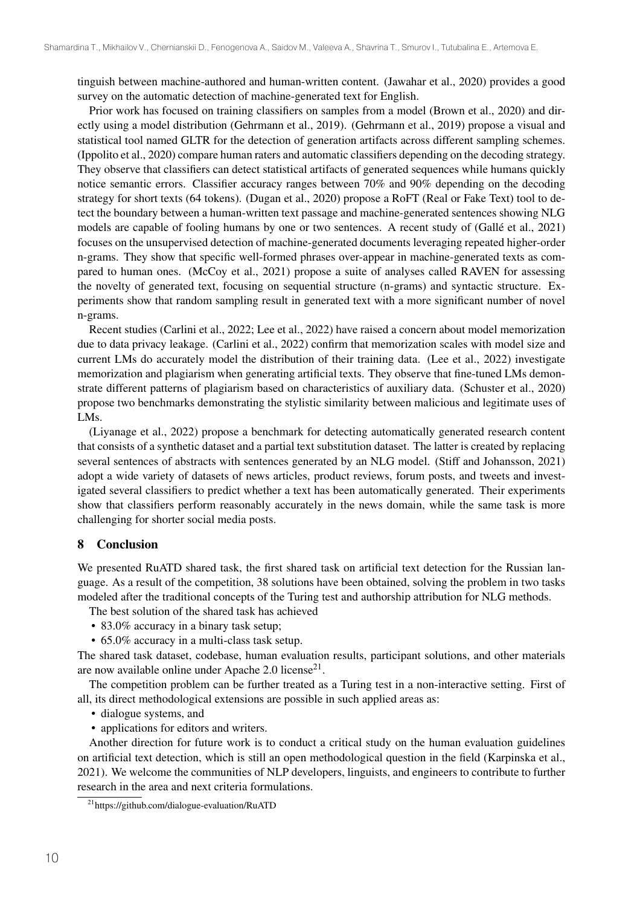tinguish between machine-authored and human-written content. (Jawahar et al., 2020) provides a good survey on the automatic detection of machine-generated text for English.

Prior work has focused on training classifiers on samples from a model (Brown et al., 2020) and directly using a model distribution (Gehrmann et al., 2019). (Gehrmann et al., 2019) propose a visual and statistical tool named GLTR for the detection of generation artifacts across different sampling schemes. (Ippolito et al., 2020) compare human raters and automatic classifiers depending on the decoding strategy. They observe that classifiers can detect statistical artifacts of generated sequences while humans quickly notice semantic errors. Classifier accuracy ranges between 70% and 90% depending on the decoding strategy for short texts (64 tokens). (Dugan et al., 2020) propose a RoFT (Real or Fake Text) tool to detect the boundary between a human-written text passage and machine-generated sentences showing NLG models are capable of fooling humans by one or two sentences. A recent study of (Gallé et al., 2021) focuses on the unsupervised detection of machine-generated documents leveraging repeated higher-order n-grams. They show that specific well-formed phrases over-appear in machine-generated texts as compared to human ones. (McCoy et al., 2021) propose a suite of analyses called RAVEN for assessing the novelty of generated text, focusing on sequential structure (n-grams) and syntactic structure. Experiments show that random sampling result in generated text with a more significant number of novel n-grams.

Recent studies (Carlini et al., 2022; Lee et al., 2022) have raised a concern about model memorization due to data privacy leakage. (Carlini et al., 2022) confirm that memorization scales with model size and current LMs do accurately model the distribution of their training data. (Lee et al., 2022) investigate memorization and plagiarism when generating artificial texts. They observe that fine-tuned LMs demonstrate different patterns of plagiarism based on characteristics of auxiliary data. (Schuster et al., 2020) propose two benchmarks demonstrating the stylistic similarity between malicious and legitimate uses of LMs.

(Liyanage et al., 2022) propose a benchmark for detecting automatically generated research content that consists of a synthetic dataset and a partial text substitution dataset. The latter is created by replacing several sentences of abstracts with sentences generated by an NLG model. (Stiff and Johansson, 2021) adopt a wide variety of datasets of news articles, product reviews, forum posts, and tweets and investigated several classifiers to predict whether a text has been automatically generated. Their experiments show that classifiers perform reasonably accurately in the news domain, while the same task is more challenging for shorter social media posts.

## 8 Conclusion

We presented RuATD shared task, the first shared task on artificial text detection for the Russian language. As a result of the competition, 38 solutions have been obtained, solving the problem in two tasks modeled after the traditional concepts of the Turing test and authorship attribution for NLG methods.

The best solution of the shared task has achieved

- 83.0% accuracy in a binary task setup;
- 65.0% accuracy in a multi-class task setup.

The shared task dataset, codebase, human evaluation results, participant solutions, and other materials are now available online under Apache 2.0 license[21].

The competition problem can be further treated as a Turing test in a non-interactive setting. First of all, its direct methodological extensions are possible in such applied areas as:

- dialogue systems, and
- applications for editors and writers.

Another direction for future work is to conduct a critical study on the human evaluation guidelines on artificial text detection, which is still an open methodological question in the field (Karpinska et al., 2021). We welcome the communities of NLP developers, linguists, and engineers to contribute to further research in the area and next criteria formulations.

[21] https://github.com/dialogue-evaluation/RuATD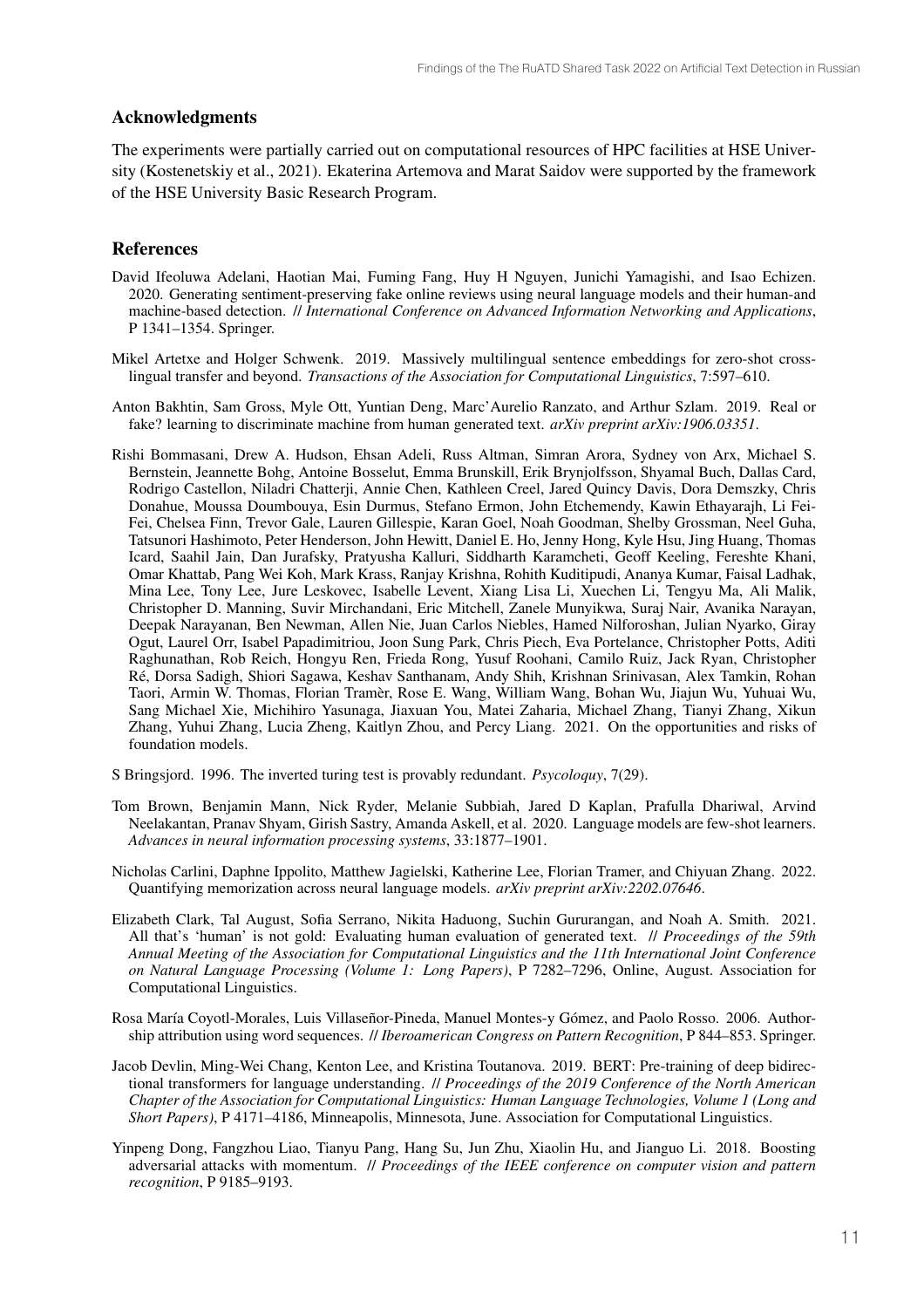## Acknowledgments

The experiments were partially carried out on computational resources of HPC facilities at HSE University (Kostenetskiy et al., 2021). Ekaterina Artemova and Marat Saidov were supported by the framework of the HSE University Basic Research Program.

## References

David Ifeoluwa Adelani, Haotian Mai, Fuming Fang, Huy H Nguyen, Junichi Yamagishi, and Isao Echizen. 2020. Generating sentiment-preserving fake online reviews using neural language models and their human-and machine-based detection. // *International Conference on Advanced Information Networking and Applications*, P 1341–1354. Springer.

Mikel Artetxe and Holger Schwenk. 2019. Massively multilingual sentence embeddings for zero-shot cross-lingual transfer and beyond. *Transactions of the Association for Computational Linguistics*, 7:597–610.

Anton Bakhtin, Sam Gross, Myle Ott, Yuntian Deng, Marc'Aurelio Ranzato, and Arthur Szlam. 2019. Real or fake? learning to discriminate machine from human generated text. *arXiv preprint arXiv:1906.03351*.

Rishi Bommasani, Drew A. Hudson, Ehsan Adeli, Russ Altman, Simran Arora, Sydney von Arx, Michael S. Bernstein, Jeannette Bohg, Antoine Bosselut, Emma Brunskill, Erik Brynjolfsson, Shyamal Buch, Dallas Card, Rodrigo Castellon, Niladri Chatterji, Annie Chen, Kathleen Creel, Jared Quincy Davis, Dora Demszky, Chris Donahue, Moussa Doumbouya, Esin Durmus, Stefano Ermon, John Etchemendy, Kawin Ethayarajh, Li Fei-Fei, Chelsea Finn, Trevor Gale, Lauren Gillespie, Karan Goel, Noah Goodman, Shelby Grossman, Neel Guha, Tatsunori Hashimoto, Peter Henderson, John Hewitt, Daniel E. Ho, Jenny Hong, Kyle Hsu, Jing Huang, Thomas Icard, Saahil Jain, Dan Jurafsky, Pratyusha Kalluri, Siddharth Karamcheti, Geoff Keeling, Fereshte Khani, Omar Khattab, Pang Wei Koh, Mark Krass, Ranjay Krishna, Rohith Kuditipudi, Ananya Kumar, Faisal Ladhak, Mina Lee, Tony Lee, Jure Leskovec, Isabelle Levent, Xiang Lisa Li, Xuechen Li, Tengyu Ma, Ali Malik, Christopher D. Manning, Suvir Mirchandani, Eric Mitchell, Zanele Munyikwa, Suraj Nair, Avanika Narayan, Deepak Narayanan, Ben Newman, Allen Nie, Juan Carlos Niebles, Hamed Nilforoshan, Julian Nyarko, Giray Ogut, Laurel Orr, Isabel Papadimitriou, Joon Sung Park, Chris Piech, Eva Portelance, Christopher Potts, Aditi Raghunathan, Rob Reich, Hongyu Ren, Frieda Rong, Yusuf Roohani, Camilo Ruiz, Jack Ryan, Christopher Ré, Dorsa Sadigh, Shiori Sagawa, Keshav Santhanam, Andy Shih, Krishnan Srinivasan, Alex Tamkin, Rohan Taori, Armin W. Thomas, Florian Tramèr, Rose E. Wang, William Wang, Bohan Wu, Jiajun Wu, Yuhuai Wu, Sang Michael Xie, Michihiro Yasunaga, Jiaxuan You, Matei Zaharia, Michael Zhang, Tianyi Zhang, Xikun Zhang, Yuhui Zhang, Lucia Zheng, Kaitlyn Zhou, and Percy Liang. 2021. On the opportunities and risks of foundation models.

S Bringsjord. 1996. The inverted turing test is provably redundant. *Psycoloquy*, 7(29).

Tom Brown, Benjamin Mann, Nick Ryder, Melanie Subbiah, Jared D Kaplan, Prafulla Dhariwal, Arvind Neelakantan, Pranav Shyam, Girish Sastry, Amanda Askell, et al. 2020. Language models are few-shot learners. *Advances in neural information processing systems*, 33:1877–1901.

Nicholas Carlini, Daphne Ippolito, Matthew Jagielski, Katherine Lee, Florian Tramer, and Chiyuan Zhang. 2022. Quantifying memorization across neural language models. *arXiv preprint arXiv:2202.07646*.

Elizabeth Clark, Tal August, Sofia Serrano, Nikita Haduong, Suchin Gururangan, and Noah A. Smith. 2021. All that's 'human' is not gold: Evaluating human evaluation of generated text. // *Proceedings of the 59th Annual Meeting of the Association for Computational Linguistics and the 11th International Joint Conference on Natural Language Processing (Volume 1: Long Papers)*, P 7282–7296, Online, August. Association for Computational Linguistics.

Rosa María Coyotl-Morales, Luis Villaseñor-Pineda, Manuel Montes-y Gómez, and Paolo Rosso. 2006. Authorship attribution using word sequences. // *Iberoamerican Congress on Pattern Recognition*, P 844–853. Springer.

Jacob Devlin, Ming-Wei Chang, Kenton Lee, and Kristina Toutanova. 2019. BERT: Pre-training of deep bidirectional transformers for language understanding. // *Proceedings of the 2019 Conference of the North American Chapter of the Association for Computational Linguistics: Human Language Technologies, Volume 1 (Long and Short Papers)*, P 4171–4186, Minneapolis, Minnesota, June. Association for Computational Linguistics.

Yinpeng Dong, Fangzhou Liao, Tianyu Pang, Hang Su, Jun Zhu, Xiaolin Hu, and Jianguo Li. 2018. Boosting adversarial attacks with momentum. // *Proceedings of the IEEE conference on computer vision and pattern recognition*, P 9185–9193.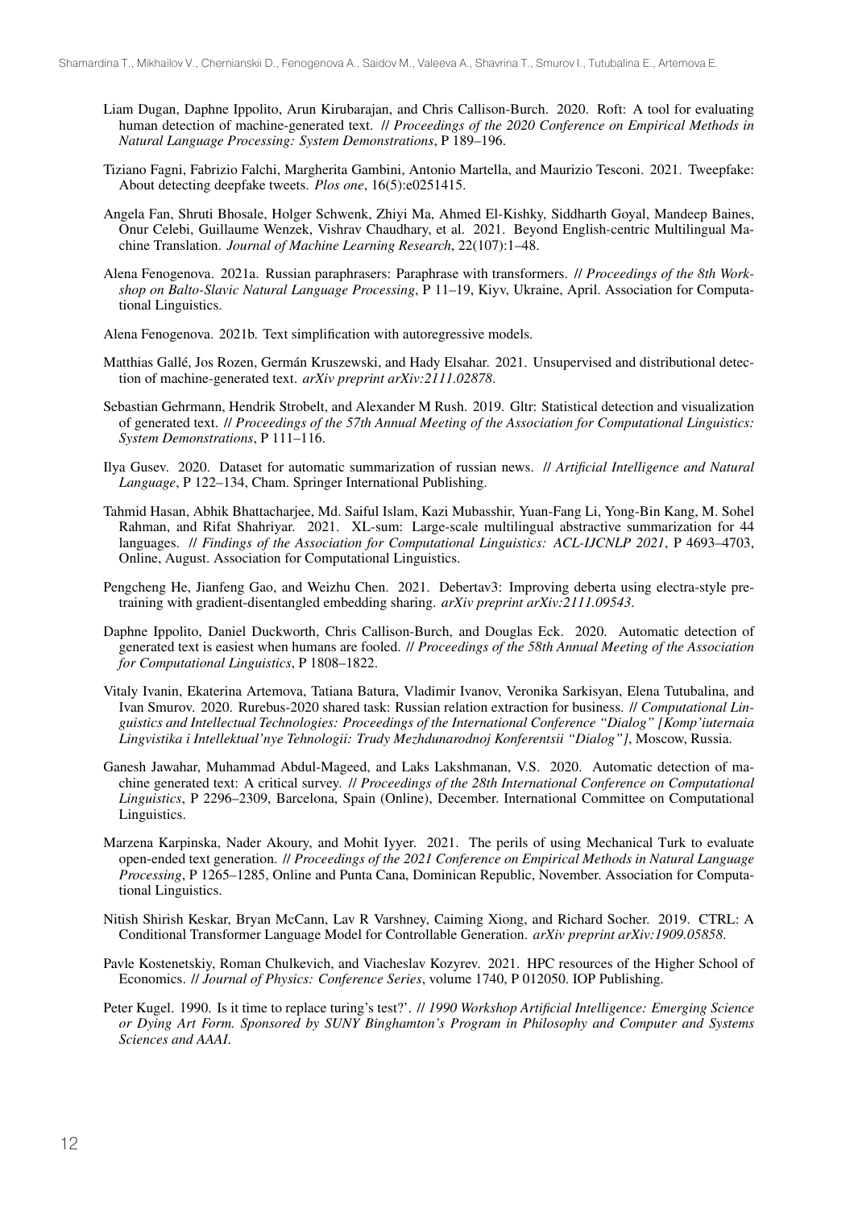Liam Dugan, Daphne Ippolito, Arun Kirubarajan, and Chris Callison-Burch. 2020. Roft: A tool for evaluating human detection of machine-generated text. // *Proceedings of the 2020 Conference on Empirical Methods in Natural Language Processing: System Demonstrations*, P 189–196.

Tiziano Fagni, Fabrizio Falchi, Margherita Gambini, Antonio Martella, and Maurizio Tesconi. 2021. Tweepfake: About detecting deepfake tweets. *Plos one*, 16(5):e0251415.

Angela Fan, Shruti Bhosale, Holger Schwenk, Zhiyi Ma, Ahmed El-Kishky, Siddharth Goyal, Mandeep Baines, Onur Celebi, Guillaume Wenzek, Vishrav Chaudhary, et al. 2021. Beyond English-centric Multilingual Machine Translation. *Journal of Machine Learning Research*, 22(107):1–48.

Alena Fenogenova. 2021a. Russian paraphrasers: Paraphrase with transformers. // *Proceedings of the 8th Workshop on Balto-Slavic Natural Language Processing*, P 11–19, Kiyv, Ukraine, April. Association for Computational Linguistics.

Alena Fenogenova. 2021b. Text simplification with autoregressive models.

Matthias Gallé, Jos Rozen, Germán Kruszewski, and Hady Elsahar. 2021. Unsupervised and distributional detection of machine-generated text. *arXiv preprint arXiv:2111.02878*.

Sebastian Gehrmann, Hendrik Strobelt, and Alexander M Rush. 2019. Gltr: Statistical detection and visualization of generated text. // *Proceedings of the 57th Annual Meeting of the Association for Computational Linguistics: System Demonstrations*, P 111–116.

Ilya Gusev. 2020. Dataset for automatic summarization of russian news. // *Artificial Intelligence and Natural Language*, P 122–134, Cham. Springer International Publishing.

Tahmid Hasan, Abhik Bhattacharjee, Md. Saiful Islam, Kazi Mubasshir, Yuan-Fang Li, Yong-Bin Kang, M. Sohel Rahman, and Rifat Shahriyar. 2021. XL-sum: Large-scale multilingual abstractive summarization for 44 languages. // *Findings of the Association for Computational Linguistics: ACL-IJCNLP 2021*, P 4693–4703, Online, August. Association for Computational Linguistics.

Pengcheng He, Jianfeng Gao, and Weizhu Chen. 2021. Debertav3: Improving deberta using electra-style pre-training with gradient-disentangled embedding sharing. *arXiv preprint arXiv:2111.09543*.

Daphne Ippolito, Daniel Duckworth, Chris Callison-Burch, and Douglas Eck. 2020. Automatic detection of generated text is easiest when humans are fooled. // *Proceedings of the 58th Annual Meeting of the Association for Computational Linguistics*, P 1808–1822.

Vitaly Ivanin, Ekaterina Artemova, Tatiana Batura, Vladimir Ivanov, Veronika Sarkisyan, Elena Tutubalina, and Ivan Smurov. 2020. Rurebus-2020 shared task: Russian relation extraction for business. // *Computational Linguistics and Intellectual Technologies: Proceedings of the International Conference "Dialog" [Komp'iuternaia Lingvistika i Intellektual'nye Tehnologii: Trudy Mezhdunarodnoj Konferentsii "Dialog"]*, Moscow, Russia.

Ganesh Jawahar, Muhammad Abdul-Mageed, and Laks Lakshmanan, V.S. 2020. Automatic detection of machine generated text: A critical survey. // *Proceedings of the 28th International Conference on Computational Linguistics*, P 2296–2309, Barcelona, Spain (Online), December. International Committee on Computational Linguistics.

Marzena Karpinska, Nader Akoury, and Mohit Iyyer. 2021. The perils of using Mechanical Turk to evaluate open-ended text generation. // *Proceedings of the 2021 Conference on Empirical Methods in Natural Language Processing*, P 1265–1285, Online and Punta Cana, Dominican Republic, November. Association for Computational Linguistics.

Nitish Shirish Keskar, Bryan McCann, Lav R Varshney, Caiming Xiong, and Richard Socher. 2019. CTRL: A Conditional Transformer Language Model for Controllable Generation. *arXiv preprint arXiv:1909.05858*.

Pavle Kostenetskiy, Roman Chulkevich, and Viacheslav Kozyrev. 2021. HPC resources of the Higher School of Economics. // *Journal of Physics: Conference Series*, volume 1740, P 012050. IOP Publishing.

Peter Kugel. 1990. Is it time to replace turing's test?'. // *1990 Workshop Artificial Intelligence: Emerging Science or Dying Art Form. Sponsored by SUNY Binghamton's Program in Philosophy and Computer and Systems Sciences and AAAI*.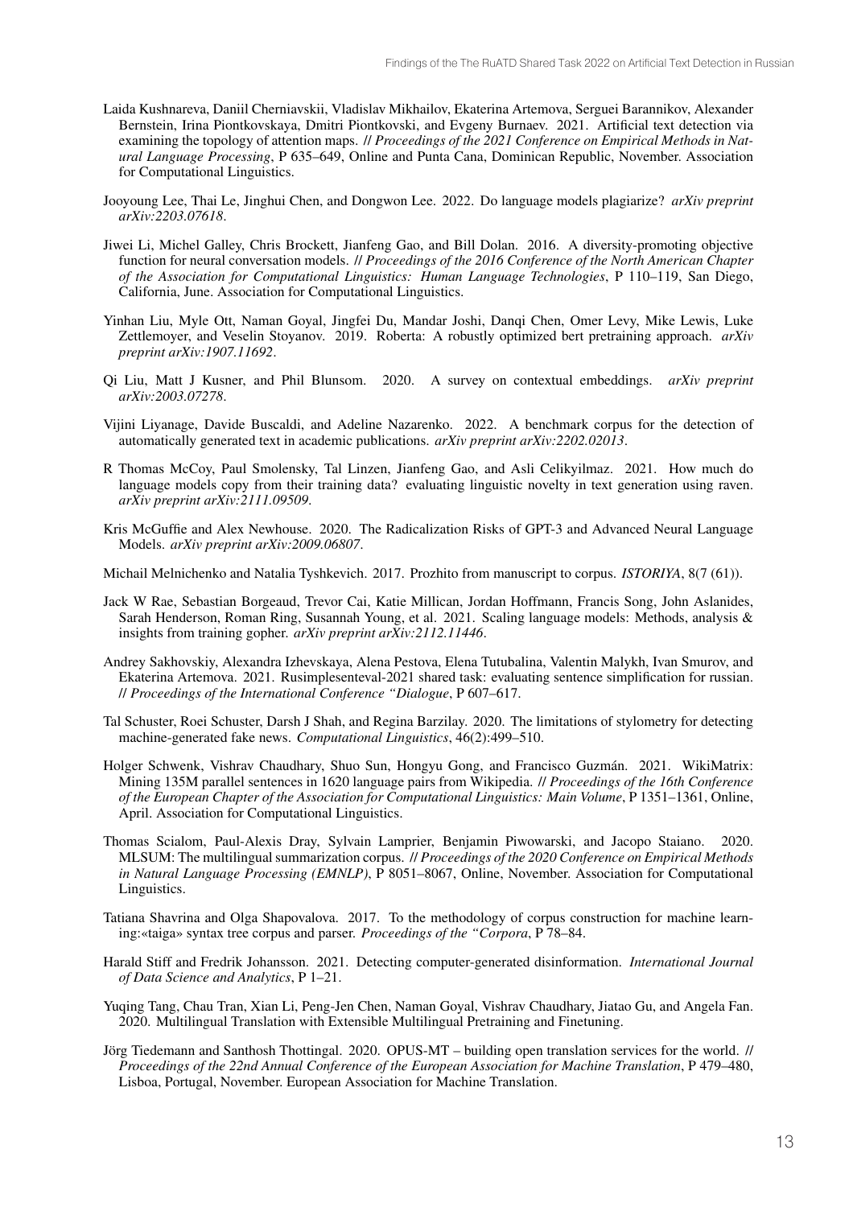Laida Kushnareva, Daniil Cherniavskii, Vladislav Mikhailov, Ekaterina Artemova, Serguei Barannikov, Alexander Bernstein, Irina Piontkovskaya, Dmitri Piontkovski, and Evgeny Burnaev. 2021. Artificial text detection via examining the topology of attention maps. // *Proceedings of the 2021 Conference on Empirical Methods in Natural Language Processing*, P 635–649, Online and Punta Cana, Dominican Republic, November. Association for Computational Linguistics.

Jooyoung Lee, Thai Le, Jinghui Chen, and Dongwon Lee. 2022. Do language models plagiarize? *arXiv preprint arXiv:2203.07618*.

Jiwei Li, Michel Galley, Chris Brockett, Jianfeng Gao, and Bill Dolan. 2016. A diversity-promoting objective function for neural conversation models. // *Proceedings of the 2016 Conference of the North American Chapter of the Association for Computational Linguistics: Human Language Technologies*, P 110–119, San Diego, California, June. Association for Computational Linguistics.

Yinhan Liu, Myle Ott, Naman Goyal, Jingfei Du, Mandar Joshi, Danqi Chen, Omer Levy, Mike Lewis, Luke Zettlemoyer, and Veselin Stoyanov. 2019. Roberta: A robustly optimized bert pretraining approach. *arXiv preprint arXiv:1907.11692*.

Qi Liu, Matt J Kusner, and Phil Blunsom. 2020. A survey on contextual embeddings. *arXiv preprint arXiv:2003.07278*.

Vijini Liyanage, Davide Buscaldi, and Adeline Nazarenko. 2022. A benchmark corpus for the detection of automatically generated text in academic publications. *arXiv preprint arXiv:2202.02013*.

R Thomas McCoy, Paul Smolensky, Tal Linzen, Jianfeng Gao, and Asli Celikyilmaz. 2021. How much do language models copy from their training data? evaluating linguistic novelty in text generation using raven. *arXiv preprint arXiv:2111.09509*.

Kris McGuffie and Alex Newhouse. 2020. The Radicalization Risks of GPT-3 and Advanced Neural Language Models. *arXiv preprint arXiv:2009.06807*.

Michail Melnichenko and Natalia Tyshkevich. 2017. Prozhito from manuscript to corpus. *ISTORIYA*, 8(7 (61)).

Jack W Rae, Sebastian Borgeaud, Trevor Cai, Katie Millican, Jordan Hoffmann, Francis Song, John Aslanides, Sarah Henderson, Roman Ring, Susannah Young, et al. 2021. Scaling language models: Methods, analysis & insights from training gopher. *arXiv preprint arXiv:2112.11446*.

Andrey Sakhovskiy, Alexandra Izhevskaya, Alena Pestova, Elena Tutubalina, Valentin Malykh, Ivan Smurov, and Ekaterina Artemova. 2021. Rusimplesenteval-2021 shared task: evaluating sentence simplification for russian. // *Proceedings of the International Conference "Dialogue*, P 607–617.

Tal Schuster, Roei Schuster, Darsh J Shah, and Regina Barzilay. 2020. The limitations of stylometry for detecting machine-generated fake news. *Computational Linguistics*, 46(2):499–510.

Holger Schwenk, Vishrav Chaudhary, Shuo Sun, Hongyu Gong, and Francisco Guzmán. 2021. WikiMatrix: Mining 135M parallel sentences in 1620 language pairs from Wikipedia. // *Proceedings of the 16th Conference of the European Chapter of the Association for Computational Linguistics: Main Volume*, P 1351–1361, Online, April. Association for Computational Linguistics.

Thomas Scialom, Paul-Alexis Dray, Sylvain Lamprier, Benjamin Piwowarski, and Jacopo Staiano. 2020. MLSUM: The multilingual summarization corpus. // *Proceedings of the 2020 Conference on Empirical Methods in Natural Language Processing (EMNLP)*, P 8051–8067, Online, November. Association for Computational Linguistics.

Tatiana Shavrina and Olga Shapovalova. 2017. To the methodology of corpus construction for machine learning:«taiga» syntax tree corpus and parser. *Proceedings of the "Corpora*, P 78–84.

Harald Stiff and Fredrik Johansson. 2021. Detecting computer-generated disinformation. *International Journal of Data Science and Analytics*, P 1–21.

Yuqing Tang, Chau Tran, Xian Li, Peng-Jen Chen, Naman Goyal, Vishrav Chaudhary, Jiatao Gu, and Angela Fan. 2020. Multilingual Translation with Extensible Multilingual Pretraining and Finetuning.

Jörg Tiedemann and Santhosh Thottingal. 2020. OPUS-MT – building open translation services for the world. // *Proceedings of the 22nd Annual Conference of the European Association for Machine Translation*, P 479–480, Lisboa, Portugal, November. European Association for Machine Translation.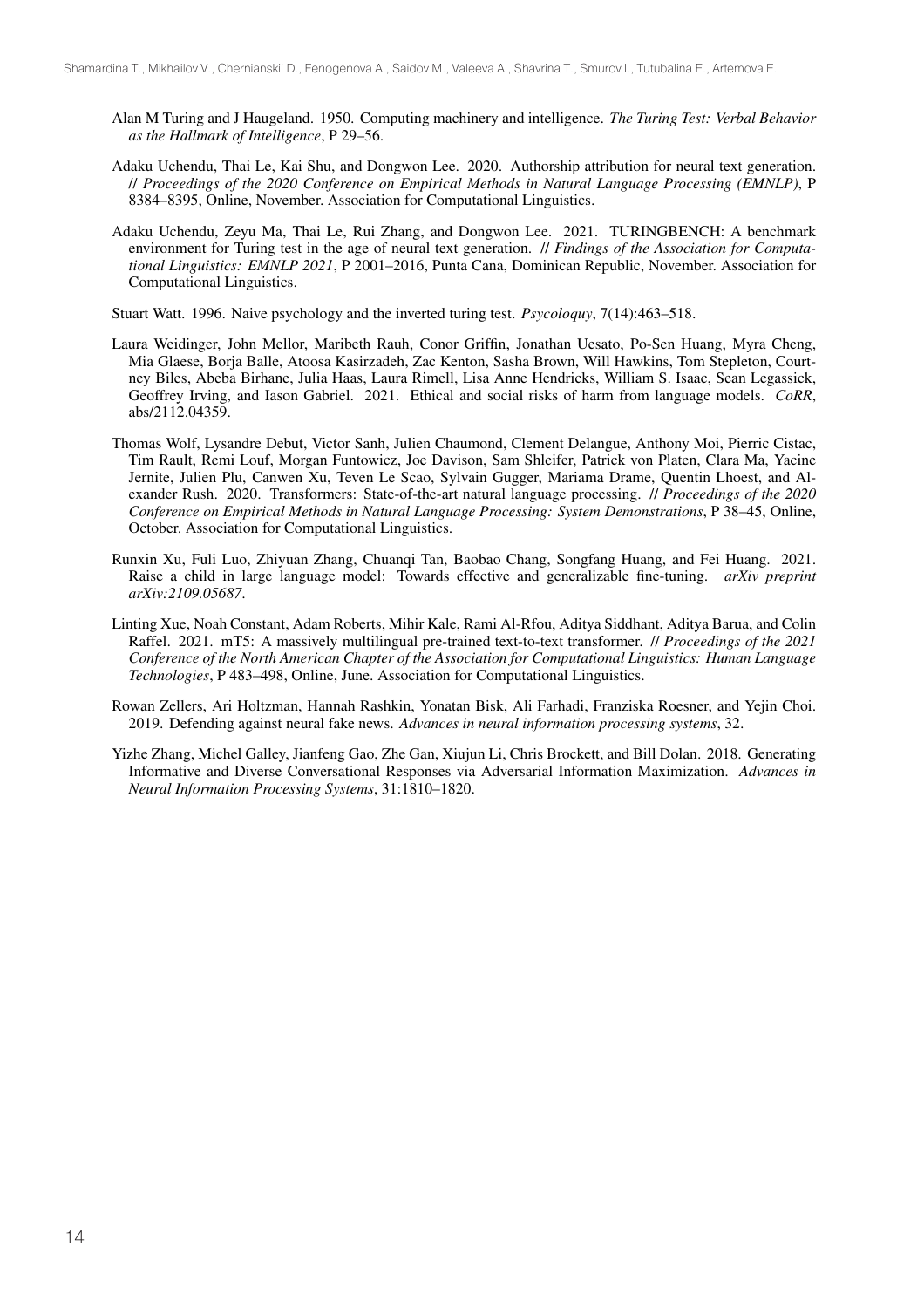Alan M Turing and J Haugeland. 1950. Computing machinery and intelligence. *The Turing Test: Verbal Behavior as the Hallmark of Intelligence*, P 29–56.

Adaku Uchendu, Thai Le, Kai Shu, and Dongwon Lee. 2020. Authorship attribution for neural text generation. // *Proceedings of the 2020 Conference on Empirical Methods in Natural Language Processing (EMNLP)*, P 8384–8395, Online, November. Association for Computational Linguistics.

Adaku Uchendu, Zeyu Ma, Thai Le, Rui Zhang, and Dongwon Lee. 2021. TURINGBENCH: A benchmark environment for Turing test in the age of neural text generation. // *Findings of the Association for Computational Linguistics: EMNLP 2021*, P 2001–2016, Punta Cana, Dominican Republic, November. Association for Computational Linguistics.

Stuart Watt. 1996. Naive psychology and the inverted turing test. *Psycoloquy*, 7(14):463–518.

Laura Weidinger, John Mellor, Maribeth Rauh, Conor Griffin, Jonathan Uesato, Po-Sen Huang, Myra Cheng, Mia Glaese, Borja Balle, Atoosa Kasirzadeh, Zac Kenton, Sasha Brown, Will Hawkins, Tom Stepleton, Courtney Biles, Abeba Birhane, Julia Haas, Laura Rimell, Lisa Anne Hendricks, William S. Isaac, Sean Legassick, Geoffrey Irving, and Iason Gabriel. 2021. Ethical and social risks of harm from language models. *CoRR*, abs/2112.04359.

Thomas Wolf, Lysandre Debut, Victor Sanh, Julien Chaumond, Clement Delangue, Anthony Moi, Pierric Cistac, Tim Rault, Remi Louf, Morgan Funtowicz, Joe Davison, Sam Shleifer, Patrick von Platen, Clara Ma, Yacine Jernite, Julien Plu, Canwen Xu, Teven Le Scao, Sylvain Gugger, Mariama Drame, Quentin Lhoest, and Alexander Rush. 2020. Transformers: State-of-the-art natural language processing. // *Proceedings of the 2020 Conference on Empirical Methods in Natural Language Processing: System Demonstrations*, P 38–45, Online, October. Association for Computational Linguistics.

Runxin Xu, Fuli Luo, Zhiyuan Zhang, Chuanqi Tan, Baobao Chang, Songfang Huang, and Fei Huang. 2021. Raise a child in large language model: Towards effective and generalizable fine-tuning. *arXiv preprint arXiv:2109.05687*.

Linting Xue, Noah Constant, Adam Roberts, Mihir Kale, Rami Al-Rfou, Aditya Siddhant, Aditya Barua, and Colin Raffel. 2021. mT5: A massively multilingual pre-trained text-to-text transformer. // *Proceedings of the 2021 Conference of the North American Chapter of the Association for Computational Linguistics: Human Language Technologies*, P 483–498, Online, June. Association for Computational Linguistics.

Rowan Zellers, Ari Holtzman, Hannah Rashkin, Yonatan Bisk, Ali Farhadi, Franziska Roesner, and Yejin Choi. 2019. Defending against neural fake news. *Advances in neural information processing systems*, 32.

Yizhe Zhang, Michel Galley, Jianfeng Gao, Zhe Gan, Xiujun Li, Chris Brockett, and Bill Dolan. 2018. Generating Informative and Diverse Conversational Responses via Adversarial Information Maximization. *Advances in Neural Information Processing Systems*, 31:1810–1820.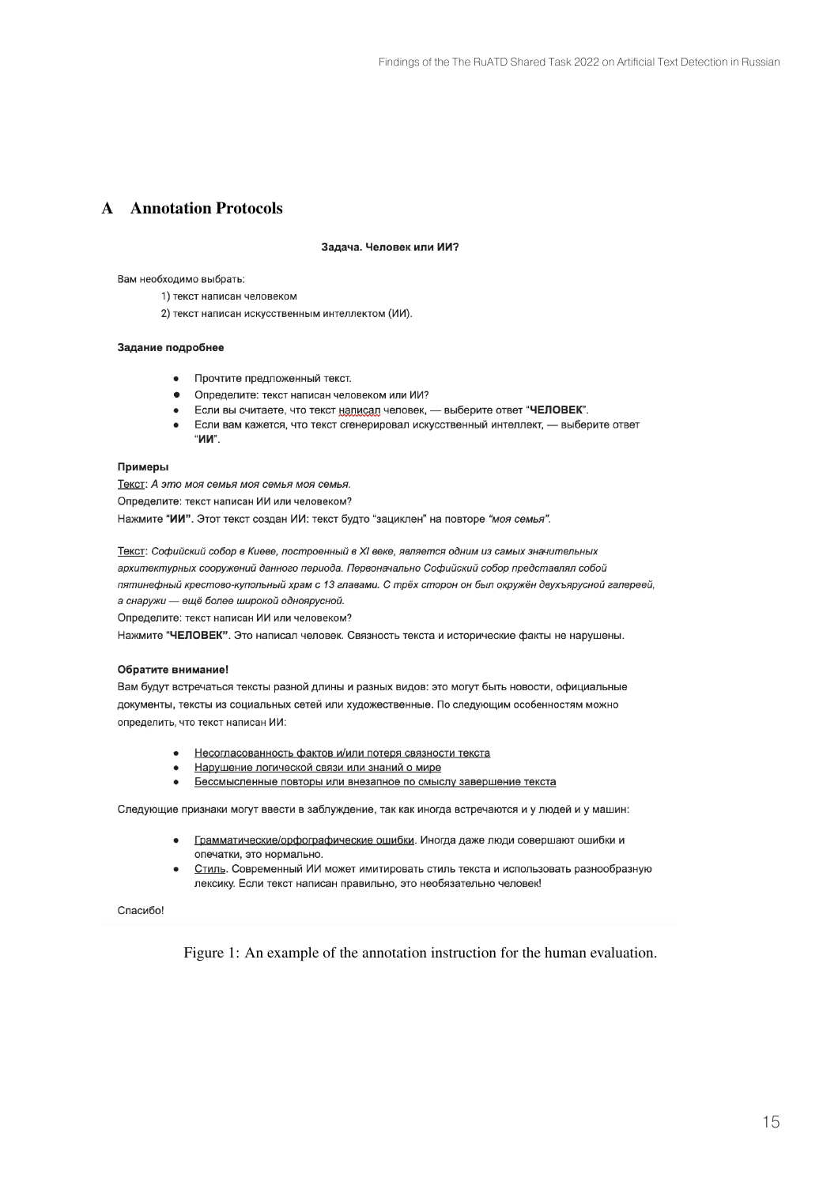# A Annotation Protocols

**Задача. Человек или ИИ?**

Вам необходимо выбрать:

1) текст написан человеком
2) текст написан искусственным интеллектом (ИИ).

**Задание подробнее**

- Прочтите предложенный текст.
- Определите: текст написан человеком или ИИ?
- Если вы считаете, что текст написал человек, — выберите ответ "**ЧЕЛОВЕК**".
- Если вам кажется, что текст сгенерировал искусственный интеллект, — выберите ответ "**ИИ**".

**Примеры**

Текст: *А это моя семья моя семья моя семья.*

Определите: текст написан ИИ или человеком?

Нажмите "**ИИ**". Этот текст создан ИИ: текст будто "зациклен" на повторе *"моя семья"*.

Текст: *Софийский собор в Киеве, построенный в XI веке, является одним из самых значительных архитектурных сооружений данного периода. Первоначально Софийский собор представлял собой пятинефный крестово-купольный храм с 13 главами. С трёх сторон он был окружён двухъярусной галереей, а снаружи — ещё более широкой одноярусной.*

Определите: текст написан ИИ или человеком?

Нажмите "**ЧЕЛОВЕК**". Это написал человек. Связность текста и исторические факты не нарушены.

**Обратите внимание!**

Вам будут встречаться тексты разной длины и разных видов: это могут быть новости, официальные документы, тексты из социальных сетей или художественные. По следующим особенностям можно определить, что текст написан ИИ:

- Несогласованность фактов и/или потеря связности текста
- Нарушение логической связи или знаний о мире
- Бессмысленные повторы или внезапное по смыслу завершение текста

Следующие признаки могут ввести в заблуждение, так как иногда встречаются и у людей и у машин:

- Грамматические/орфографические ошибки. Иногда даже люди совершают ошибки и опечатки, это нормально.
- Стиль. Современный ИИ может имитировать стиль текста и использовать разнообразную лексику. Если текст написан правильно, это необязательно человек!

Спасибо!

Figure 1: An example of the annotation instruction for the human evaluation.